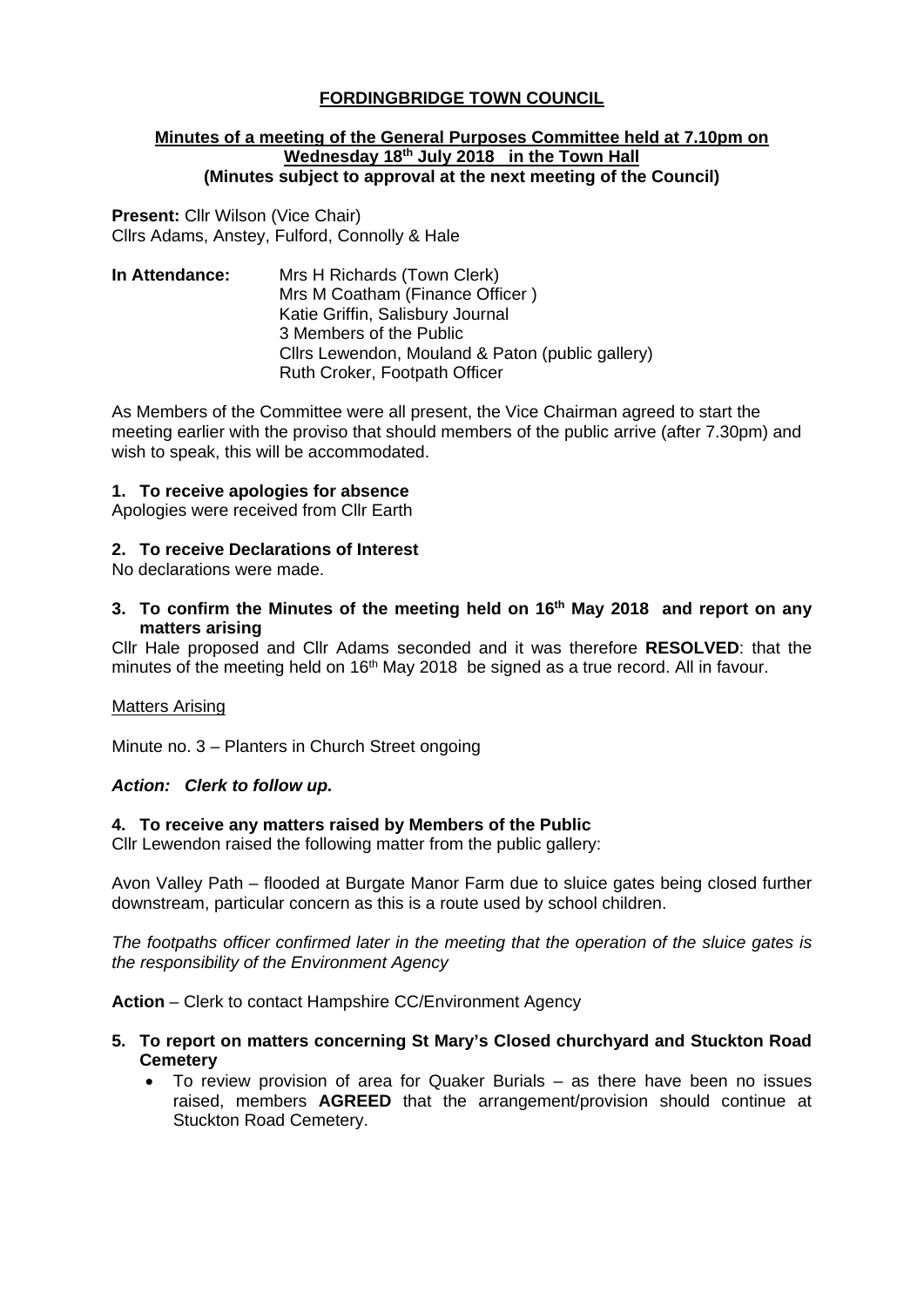# FORDINGBRIDGE TOWN COUNCIL

## Minutes of a meeting of the General Purposes Committee held at 7.10pm on Wednesday 18th July 2018 in the Town Hall
**(Minutes subject to approval at the next meeting of the Council)**

**Present:** Cllr Wilson (Vice Chair)
Cllrs Adams, Anstey, Fulford, Connolly & Hale

**In Attendance:** Mrs H Richards (Town Clerk)
Mrs M Coatham (Finance Officer )
Katie Griffin, Salisbury Journal
3 Members of the Public
Cllrs Lewendon, Mouland & Paton (public gallery)
Ruth Croker, Footpath Officer

As Members of the Committee were all present, the Vice Chairman agreed to start the meeting earlier with the proviso that should members of the public arrive (after 7.30pm) and wish to speak, this will be accommodated.

### 1. To receive apologies for absence
Apologies were received from Cllr Earth

### 2. To receive Declarations of Interest
No declarations were made.

### 3. To confirm the Minutes of the meeting held on 16th May 2018 and report on any matters arising
Cllr Hale proposed and Cllr Adams seconded and it was therefore **RESOLVED**: that the minutes of the meeting held on 16th May 2018 be signed as a true record. All in favour.

Matters Arising

Minute no. 3 – Planters in Church Street ongoing

***Action: Clerk to follow up.***

### 4. To receive any matters raised by Members of the Public
Cllr Lewendon raised the following matter from the public gallery:

Avon Valley Path – flooded at Burgate Manor Farm due to sluice gates being closed further downstream, particular concern as this is a route used by school children.

*The footpaths officer confirmed later in the meeting that the operation of the sluice gates is the responsibility of the Environment Agency*

**Action** – Clerk to contact Hampshire CC/Environment Agency

### 5. To report on matters concerning St Mary's Closed churchyard and Stuckton Road Cemetery

- To review provision of area for Quaker Burials – as there have been no issues raised, members **AGREED** that the arrangement/provision should continue at Stuckton Road Cemetery.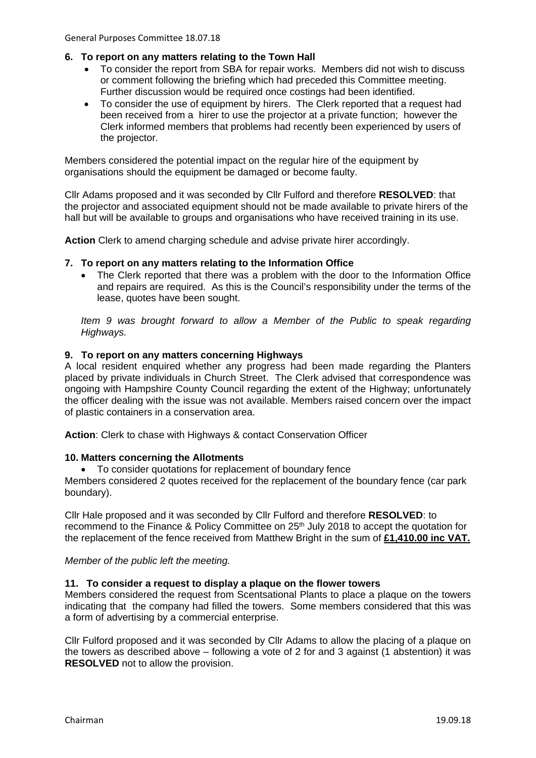## 6. To report on any matters relating to the Town Hall

- To consider the report from SBA for repair works. Members did not wish to discuss or comment following the briefing which had preceded this Committee meeting. Further discussion would be required once costings had been identified.
- To consider the use of equipment by hirers. The Clerk reported that a request had been received from a hirer to use the projector at a private function; however the Clerk informed members that problems had recently been experienced by users of the projector.

Members considered the potential impact on the regular hire of the equipment by organisations should the equipment be damaged or become faulty.

Cllr Adams proposed and it was seconded by Cllr Fulford and therefore **RESOLVED**: that the projector and associated equipment should not be made available to private hirers of the hall but will be available to groups and organisations who have received training in its use.

**Action** Clerk to amend charging schedule and advise private hirer accordingly.

## 7. To report on any matters relating to the Information Office

- The Clerk reported that there was a problem with the door to the Information Office and repairs are required. As this is the Council's responsibility under the terms of the lease, quotes have been sought.

*Item 9 was brought forward to allow a Member of the Public to speak regarding Highways.*

## 9. To report on any matters concerning Highways

A local resident enquired whether any progress had been made regarding the Planters placed by private individuals in Church Street. The Clerk advised that correspondence was ongoing with Hampshire County Council regarding the extent of the Highway; unfortunately the officer dealing with the issue was not available. Members raised concern over the impact of plastic containers in a conservation area.

**Action**: Clerk to chase with Highways & contact Conservation Officer

## 10. Matters concerning the Allotments

- To consider quotations for replacement of boundary fence

Members considered 2 quotes received for the replacement of the boundary fence (car park boundary).

Cllr Hale proposed and it was seconded by Cllr Fulford and therefore **RESOLVED**: to recommend to the Finance & Policy Committee on 25th July 2018 to accept the quotation for the replacement of the fence received from Matthew Bright in the sum of **£1,410.00 inc VAT.**

*Member of the public left the meeting.*

## 11. To consider a request to display a plaque on the flower towers

Members considered the request from Scentsational Plants to place a plaque on the towers indicating that the company had filled the towers. Some members considered that this was a form of advertising by a commercial enterprise.

Cllr Fulford proposed and it was seconded by Cllr Adams to allow the placing of a plaque on the towers as described above – following a vote of 2 for and 3 against (1 abstention) it was **RESOLVED** not to allow the provision.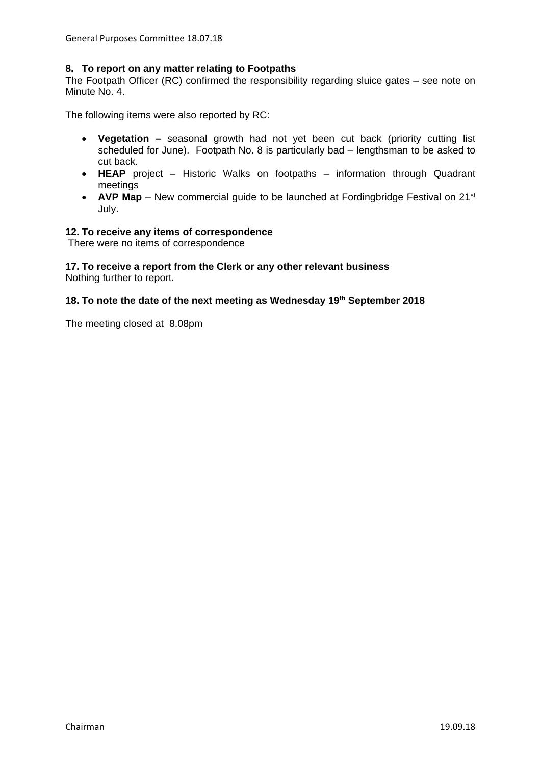## 8. To report on any matter relating to Footpaths

The Footpath Officer (RC) confirmed the responsibility regarding sluice gates – see note on Minute No. 4.

The following items were also reported by RC:

- **Vegetation –** seasonal growth had not yet been cut back (priority cutting list scheduled for June). Footpath No. 8 is particularly bad – lengthsman to be asked to cut back.
- **HEAP** project – Historic Walks on footpaths – information through Quadrant meetings
- **AVP Map** – New commercial guide to be launched at Fordingbridge Festival on 21st July.

## 12. To receive any items of correspondence

There were no items of correspondence

## 17. To receive a report from the Clerk or any other relevant business

Nothing further to report.

## 18. To note the date of the next meeting as Wednesday 19th September 2018

The meeting closed at 8.08pm

Chairman 19.09.18